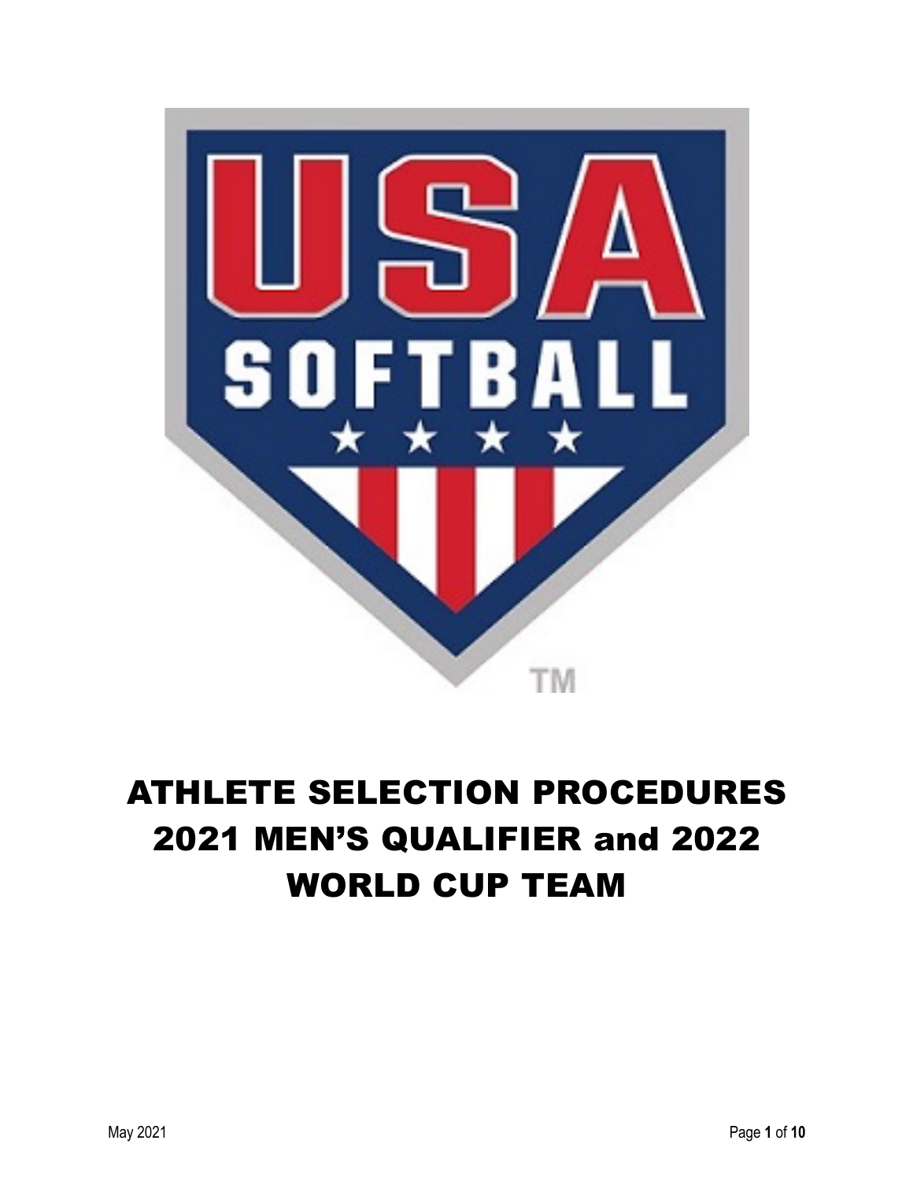# ATHLETE SELECTION PROCEDURES 2021 MEN'S QUALIFIER and 2022 WORLD CUP TEAM

May 2021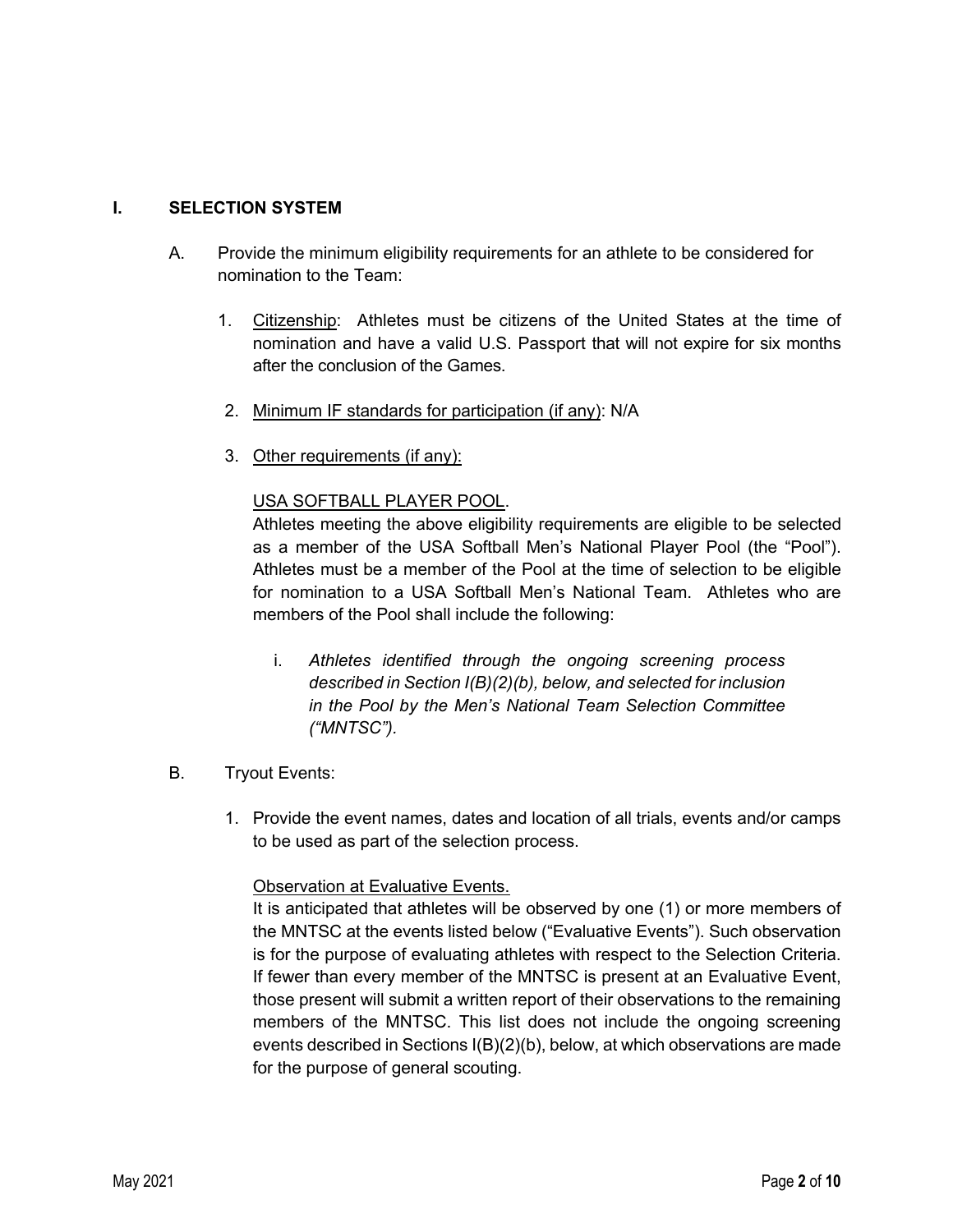## I. SELECTION SYSTEM

A. Provide the minimum eligibility requirements for an athlete to be considered for nomination to the Team:

1. Citizenship: Athletes must be citizens of the United States at the time of nomination and have a valid U.S. Passport that will not expire for six months after the conclusion of the Games.

2. Minimum IF standards for participation (if any): N/A

3. Other requirements (if any):

   USA SOFTBALL PLAYER POOL.
   Athletes meeting the above eligibility requirements are eligible to be selected as a member of the USA Softball Men's National Player Pool (the "Pool"). Athletes must be a member of the Pool at the time of selection to be eligible for nomination to a USA Softball Men's National Team. Athletes who are members of the Pool shall include the following:

   i. *Athletes identified through the ongoing screening process described in Section I(B)(2)(b), below, and selected for inclusion in the Pool by the Men's National Team Selection Committee ("MNTSC").*

B. Tryout Events:

1. Provide the event names, dates and location of all trials, events and/or camps to be used as part of the selection process.

   Observation at Evaluative Events.
   It is anticipated that athletes will be observed by one (1) or more members of the MNTSC at the events listed below ("Evaluative Events"). Such observation is for the purpose of evaluating athletes with respect to the Selection Criteria. If fewer than every member of the MNTSC is present at an Evaluative Event, those present will submit a written report of their observations to the remaining members of the MNTSC. This list does not include the ongoing screening events described in Sections I(B)(2)(b), below, at which observations are made for the purpose of general scouting.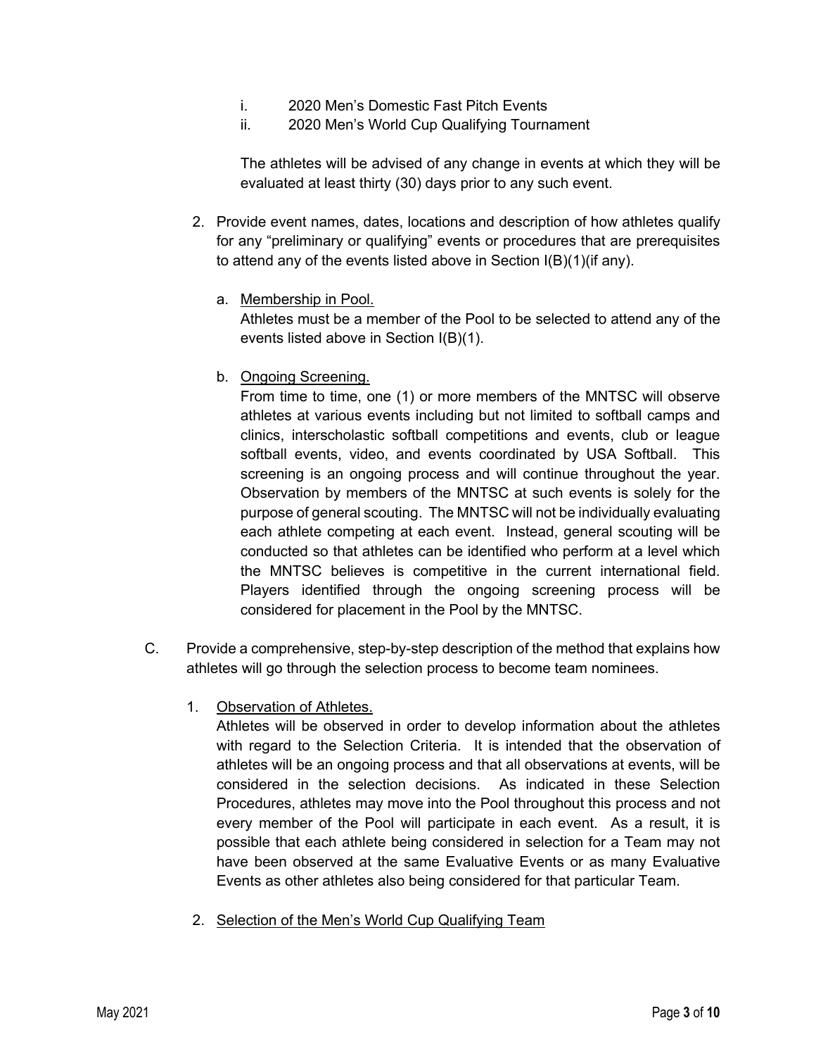i. 2020 Men's Domestic Fast Pitch Events
   ii. 2020 Men's World Cup Qualifying Tournament

   The athletes will be advised of any change in events at which they will be evaluated at least thirty (30) days prior to any such event.

2. Provide event names, dates, locations and description of how athletes qualify for any "preliminary or qualifying" events or procedures that are prerequisites to attend any of the events listed above in Section I(B)(1)(if any).

   a. Membership in Pool.
   Athletes must be a member of the Pool to be selected to attend any of the events listed above in Section I(B)(1).

   b. Ongoing Screening.
   From time to time, one (1) or more members of the MNTSC will observe athletes at various events including but not limited to softball camps and clinics, interscholastic softball competitions and events, club or league softball events, video, and events coordinated by USA Softball. This screening is an ongoing process and will continue throughout the year. Observation by members of the MNTSC at such events is solely for the purpose of general scouting. The MNTSC will not be individually evaluating each athlete competing at each event. Instead, general scouting will be conducted so that athletes can be identified who perform at a level which the MNTSC believes is competitive in the current international field. Players identified through the ongoing screening process will be considered for placement in the Pool by the MNTSC.

C. Provide a comprehensive, step-by-step description of the method that explains how athletes will go through the selection process to become team nominees.

1. Observation of Athletes.
Athletes will be observed in order to develop information about the athletes with regard to the Selection Criteria. It is intended that the observation of athletes will be an ongoing process and that all observations at events, will be considered in the selection decisions. As indicated in these Selection Procedures, athletes may move into the Pool throughout this process and not every member of the Pool will participate in each event. As a result, it is possible that each athlete being considered in selection for a Team may not have been observed at the same Evaluative Events or as many Evaluative Events as other athletes also being considered for that particular Team.

2. Selection of the Men's World Cup Qualifying Team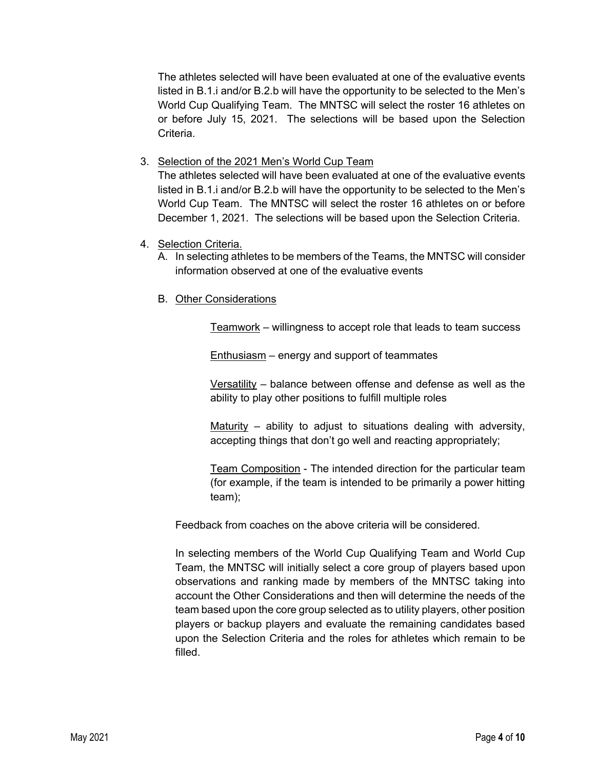The athletes selected will have been evaluated at one of the evaluative events listed in B.1.i and/or B.2.b will have the opportunity to be selected to the Men's World Cup Qualifying Team. The MNTSC will select the roster 16 athletes on or before July 15, 2021. The selections will be based upon the Selection Criteria.

3. <u>Selection of the 2021 Men's World Cup Team</u>
   The athletes selected will have been evaluated at one of the evaluative events listed in B.1.i and/or B.2.b will have the opportunity to be selected to the Men's World Cup Team. The MNTSC will select the roster 16 athletes on or before December 1, 2021. The selections will be based upon the Selection Criteria.

4. <u>Selection Criteria.</u>
   A. In selecting athletes to be members of the Teams, the MNTSC will consider information observed at one of the evaluative events

   B. <u>Other Considerations</u>

      <u>Teamwork</u> – willingness to accept role that leads to team success

      <u>Enthusiasm</u> – energy and support of teammates

      <u>Versatility</u> – balance between offense and defense as well as the ability to play other positions to fulfill multiple roles

      <u>Maturity</u> – ability to adjust to situations dealing with adversity, accepting things that don't go well and reacting appropriately;

      <u>Team Composition</u> - The intended direction for the particular team (for example, if the team is intended to be primarily a power hitting team);

   Feedback from coaches on the above criteria will be considered.

   In selecting members of the World Cup Qualifying Team and World Cup Team, the MNTSC will initially select a core group of players based upon observations and ranking made by members of the MNTSC taking into account the Other Considerations and then will determine the needs of the team based upon the core group selected as to utility players, other position players or backup players and evaluate the remaining candidates based upon the Selection Criteria and the roles for athletes which remain to be filled.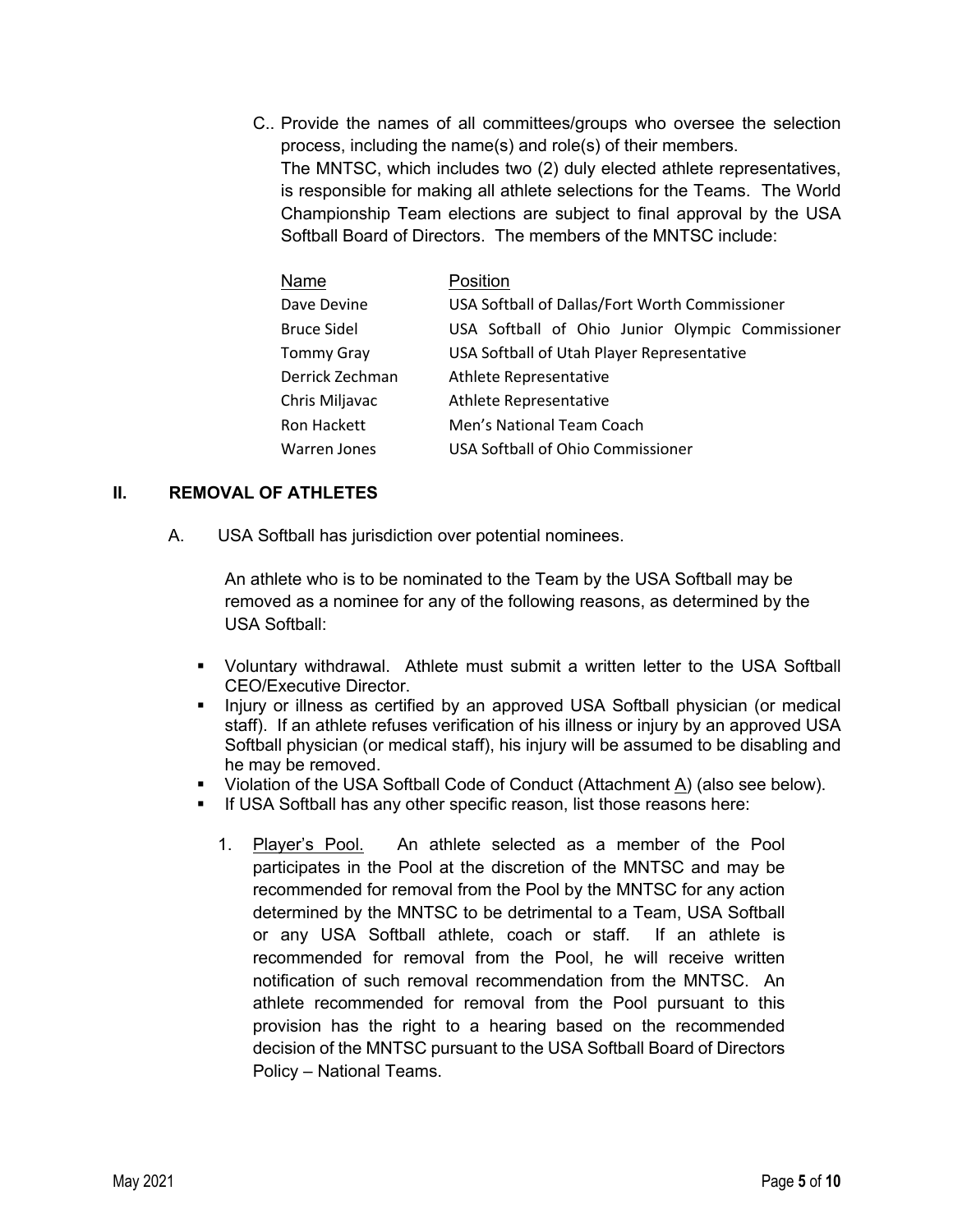C.. Provide the names of all committees/groups who oversee the selection process, including the name(s) and role(s) of their members.
The MNTSC, which includes two (2) duly elected athlete representatives, is responsible for making all athlete selections for the Teams. The World Championship Team elections are subject to final approval by the USA Softball Board of Directors. The members of the MNTSC include:

| Name | Position |
|---|---|
| Dave Devine | USA Softball of Dallas/Fort Worth Commissioner |
| Bruce Sidel | USA Softball of Ohio Junior Olympic Commissioner |
| Tommy Gray | USA Softball of Utah Player Representative |
| Derrick Zechman | Athlete Representative |
| Chris Miljavac | Athlete Representative |
| Ron Hackett | Men's National Team Coach |
| Warren Jones | USA Softball of Ohio Commissioner |

## II. REMOVAL OF ATHLETES

A. USA Softball has jurisdiction over potential nominees.

An athlete who is to be nominated to the Team by the USA Softball may be removed as a nominee for any of the following reasons, as determined by the USA Softball:

- Voluntary withdrawal. Athlete must submit a written letter to the USA Softball CEO/Executive Director.
- Injury or illness as certified by an approved USA Softball physician (or medical staff). If an athlete refuses verification of his illness or injury by an approved USA Softball physician (or medical staff), his injury will be assumed to be disabling and he may be removed.
- Violation of the USA Softball Code of Conduct (Attachment A) (also see below).
- If USA Softball has any other specific reason, list those reasons here:

1. Player's Pool. An athlete selected as a member of the Pool participates in the Pool at the discretion of the MNTSC and may be recommended for removal from the Pool by the MNTSC for any action determined by the MNTSC to be detrimental to a Team, USA Softball or any USA Softball athlete, coach or staff. If an athlete is recommended for removal from the Pool, he will receive written notification of such removal recommendation from the MNTSC. An athlete recommended for removal from the Pool pursuant to this provision has the right to a hearing based on the recommended decision of the MNTSC pursuant to the USA Softball Board of Directors Policy – National Teams.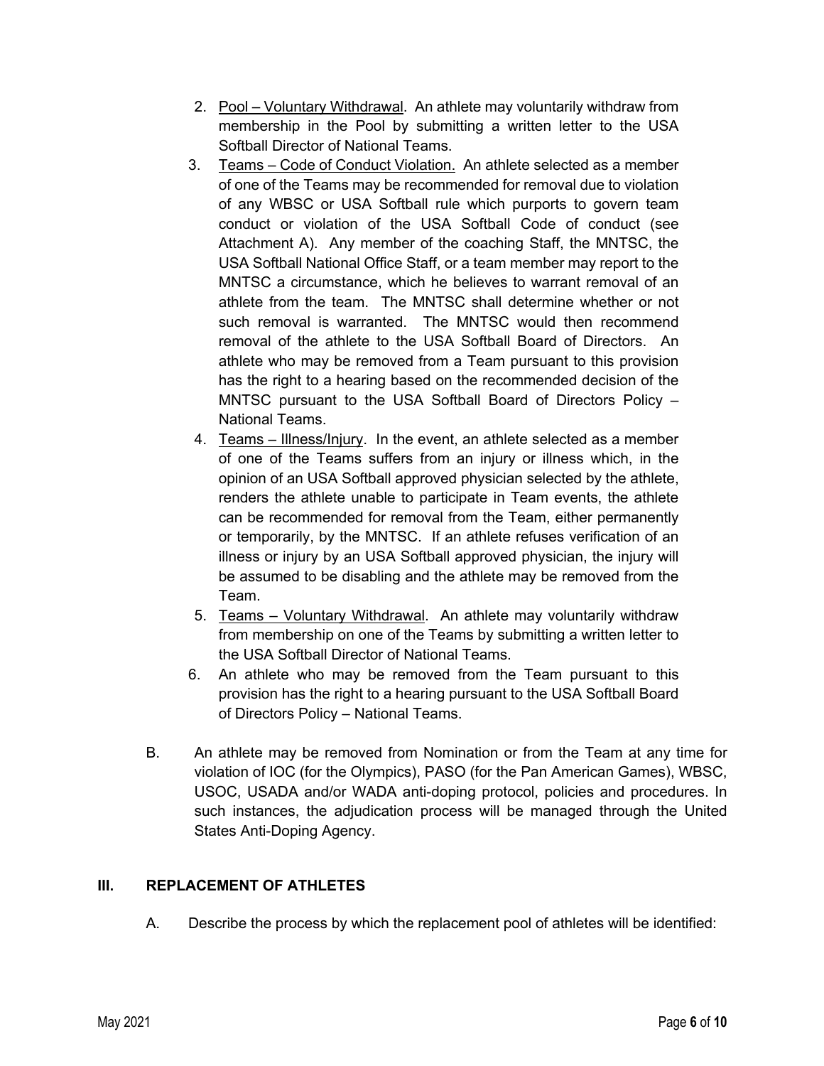2. Pool – Voluntary Withdrawal. An athlete may voluntarily withdraw from membership in the Pool by submitting a written letter to the USA Softball Director of National Teams.
3. Teams – Code of Conduct Violation. An athlete selected as a member of one of the Teams may be recommended for removal due to violation of any WBSC or USA Softball rule which purports to govern team conduct or violation of the USA Softball Code of conduct (see Attachment A). Any member of the coaching Staff, the MNTSC, the USA Softball National Office Staff, or a team member may report to the MNTSC a circumstance, which he believes to warrant removal of an athlete from the team. The MNTSC shall determine whether or not such removal is warranted. The MNTSC would then recommend removal of the athlete to the USA Softball Board of Directors. An athlete who may be removed from a Team pursuant to this provision has the right to a hearing based on the recommended decision of the MNTSC pursuant to the USA Softball Board of Directors Policy – National Teams.
4. Teams – Illness/Injury. In the event, an athlete selected as a member of one of the Teams suffers from an injury or illness which, in the opinion of an USA Softball approved physician selected by the athlete, renders the athlete unable to participate in Team events, the athlete can be recommended for removal from the Team, either permanently or temporarily, by the MNTSC. If an athlete refuses verification of an illness or injury by an USA Softball approved physician, the injury will be assumed to be disabling and the athlete may be removed from the Team.
5. Teams – Voluntary Withdrawal. An athlete may voluntarily withdraw from membership on one of the Teams by submitting a written letter to the USA Softball Director of National Teams.
6. An athlete who may be removed from the Team pursuant to this provision has the right to a hearing pursuant to the USA Softball Board of Directors Policy – National Teams.

B. An athlete may be removed from Nomination or from the Team at any time for violation of IOC (for the Olympics), PASO (for the Pan American Games), WBSC, USOC, USADA and/or WADA anti-doping protocol, policies and procedures. In such instances, the adjudication process will be managed through the United States Anti-Doping Agency.

## III. REPLACEMENT OF ATHLETES

A. Describe the process by which the replacement pool of athletes will be identified: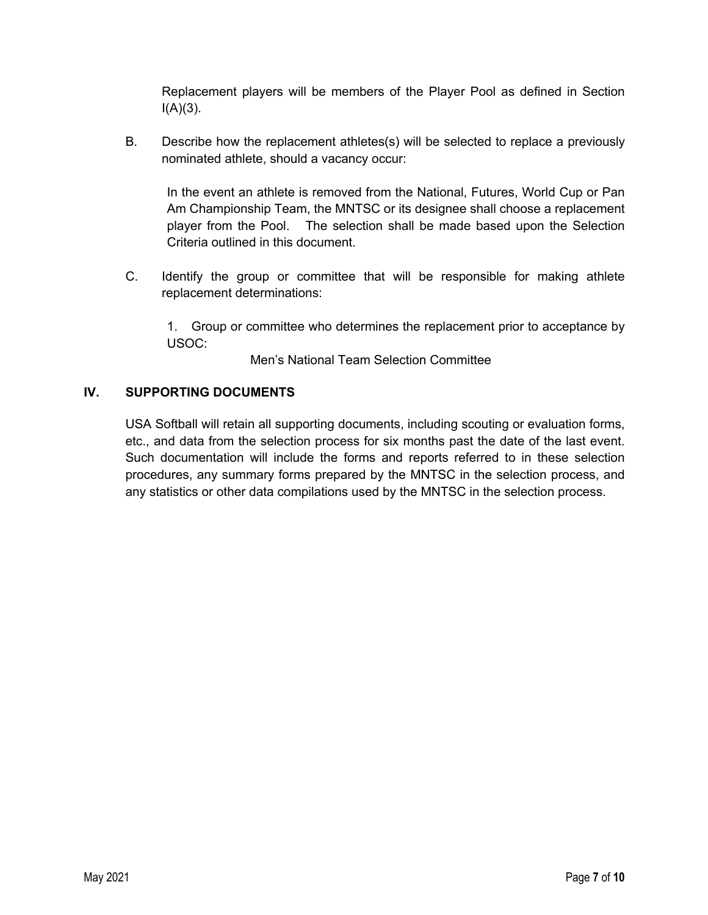Replacement players will be members of the Player Pool as defined in Section I(A)(3).

B. Describe how the replacement athletes(s) will be selected to replace a previously nominated athlete, should a vacancy occur:

In the event an athlete is removed from the National, Futures, World Cup or Pan Am Championship Team, the MNTSC or its designee shall choose a replacement player from the Pool. The selection shall be made based upon the Selection Criteria outlined in this document.

C. Identify the group or committee that will be responsible for making athlete replacement determinations:

1. Group or committee who determines the replacement prior to acceptance by USOC:

Men's National Team Selection Committee

## IV. SUPPORTING DOCUMENTS

USA Softball will retain all supporting documents, including scouting or evaluation forms, etc., and data from the selection process for six months past the date of the last event. Such documentation will include the forms and reports referred to in these selection procedures, any summary forms prepared by the MNTSC in the selection process, and any statistics or other data compilations used by the MNTSC in the selection process.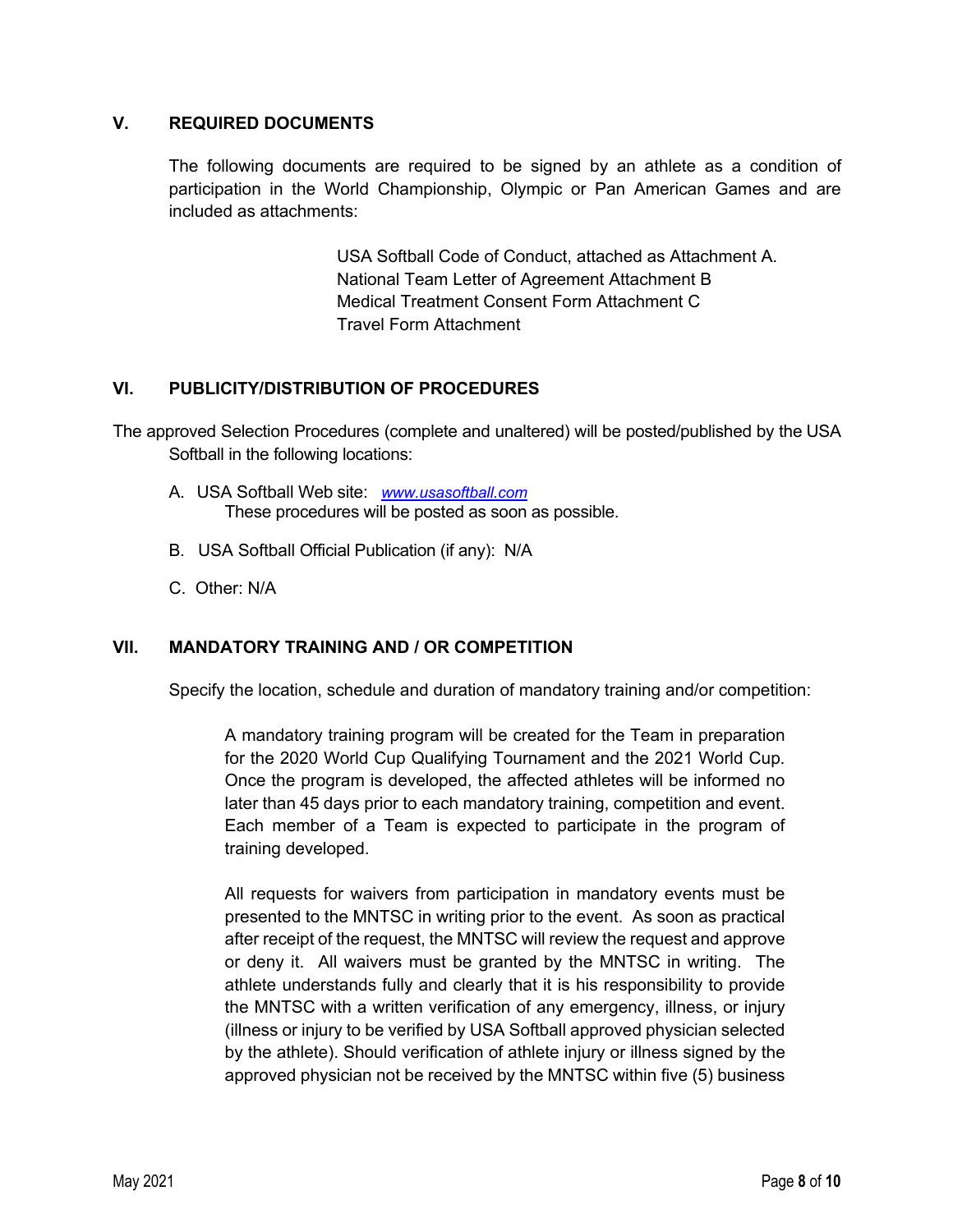## V. REQUIRED DOCUMENTS

The following documents are required to be signed by an athlete as a condition of participation in the World Championship, Olympic or Pan American Games and are included as attachments:

USA Softball Code of Conduct, attached as Attachment A.
National Team Letter of Agreement Attachment B
Medical Treatment Consent Form Attachment C
Travel Form Attachment

## VI. PUBLICITY/DISTRIBUTION OF PROCEDURES

The approved Selection Procedures (complete and unaltered) will be posted/published by the USA Softball in the following locations:

A. USA Softball Web site: *www.usasoftball.com*
These procedures will be posted as soon as possible.

B. USA Softball Official Publication (if any): N/A

C. Other: N/A

## VII. MANDATORY TRAINING AND / OR COMPETITION

Specify the location, schedule and duration of mandatory training and/or competition:

A mandatory training program will be created for the Team in preparation for the 2020 World Cup Qualifying Tournament and the 2021 World Cup. Once the program is developed, the affected athletes will be informed no later than 45 days prior to each mandatory training, competition and event. Each member of a Team is expected to participate in the program of training developed.

All requests for waivers from participation in mandatory events must be presented to the MNTSC in writing prior to the event. As soon as practical after receipt of the request, the MNTSC will review the request and approve or deny it. All waivers must be granted by the MNTSC in writing. The athlete understands fully and clearly that it is his responsibility to provide the MNTSC with a written verification of any emergency, illness, or injury (illness or injury to be verified by USA Softball approved physician selected by the athlete). Should verification of athlete injury or illness signed by the approved physician not be received by the MNTSC within five (5) business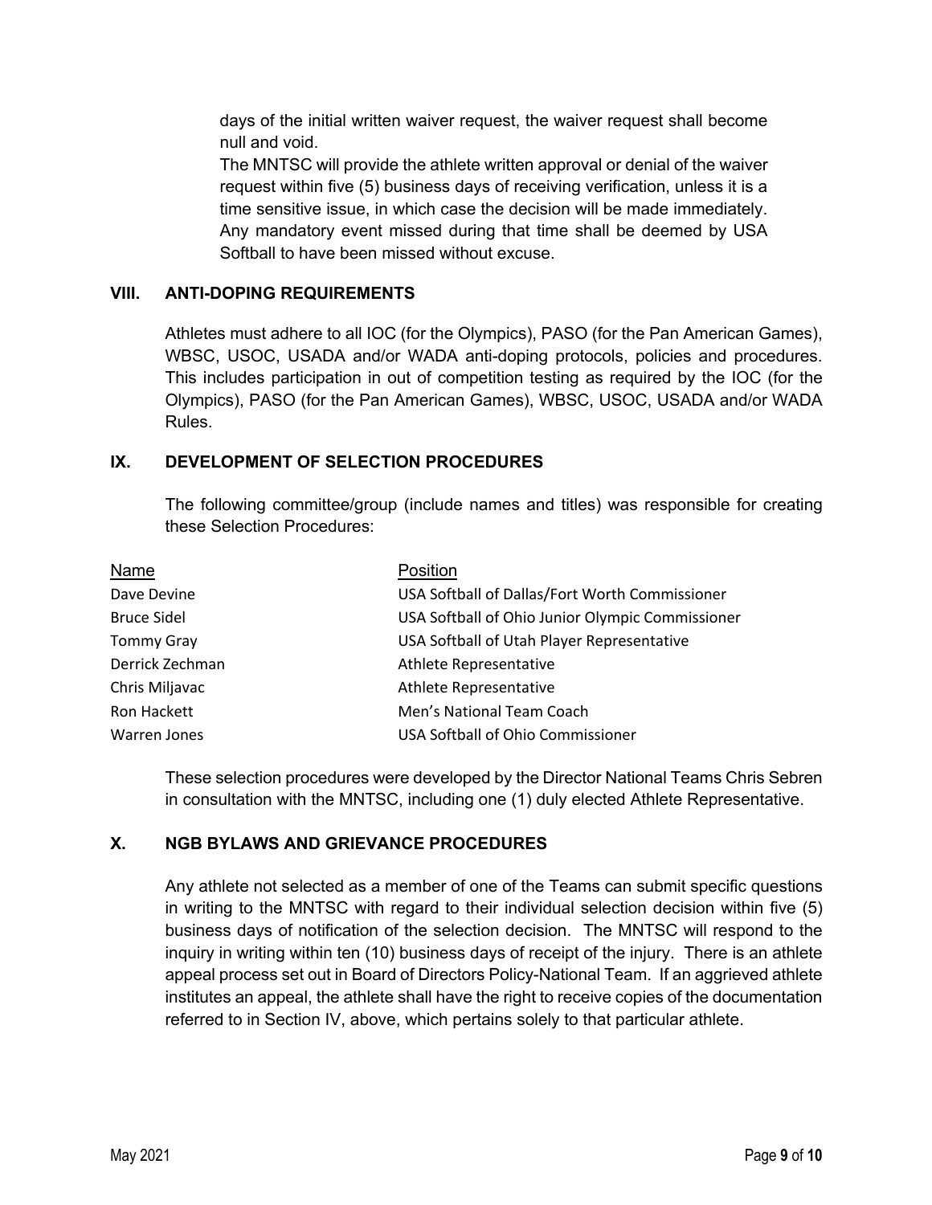days of the initial written waiver request, the waiver request shall become null and void.

The MNTSC will provide the athlete written approval or denial of the waiver request within five (5) business days of receiving verification, unless it is a time sensitive issue, in which case the decision will be made immediately. Any mandatory event missed during that time shall be deemed by USA Softball to have been missed without excuse.

## VIII. ANTI-DOPING REQUIREMENTS

Athletes must adhere to all IOC (for the Olympics), PASO (for the Pan American Games), WBSC, USOC, USADA and/or WADA anti-doping protocols, policies and procedures. This includes participation in out of competition testing as required by the IOC (for the Olympics), PASO (for the Pan American Games), WBSC, USOC, USADA and/or WADA Rules.

## IX. DEVELOPMENT OF SELECTION PROCEDURES

The following committee/group (include names and titles) was responsible for creating these Selection Procedures:

| Name | Position |
|---|---|
| Dave Devine | USA Softball of Dallas/Fort Worth Commissioner |
| Bruce Sidel | USA Softball of Ohio Junior Olympic Commissioner |
| Tommy Gray | USA Softball of Utah Player Representative |
| Derrick Zechman | Athlete Representative |
| Chris Miljavac | Athlete Representative |
| Ron Hackett | Men's National Team Coach |
| Warren Jones | USA Softball of Ohio Commissioner |

These selection procedures were developed by the Director National Teams Chris Sebren in consultation with the MNTSC, including one (1) duly elected Athlete Representative.

## X. NGB BYLAWS AND GRIEVANCE PROCEDURES

Any athlete not selected as a member of one of the Teams can submit specific questions in writing to the MNTSC with regard to their individual selection decision within five (5) business days of notification of the selection decision. The MNTSC will respond to the inquiry in writing within ten (10) business days of receipt of the injury. There is an athlete appeal process set out in Board of Directors Policy-National Team. If an aggrieved athlete institutes an appeal, the athlete shall have the right to receive copies of the documentation referred to in Section IV, above, which pertains solely to that particular athlete.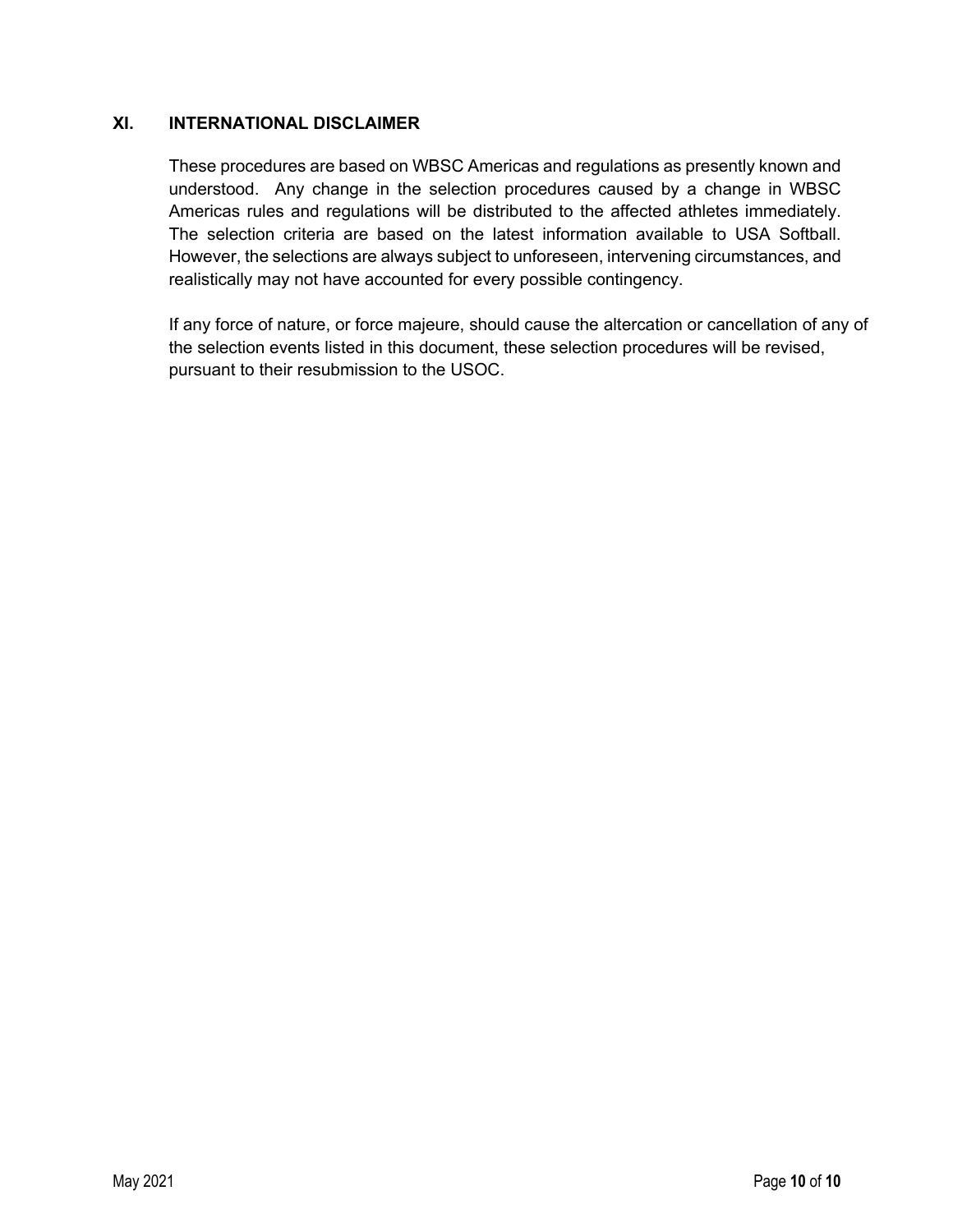## XI. INTERNATIONAL DISCLAIMER

These procedures are based on WBSC Americas and regulations as presently known and understood. Any change in the selection procedures caused by a change in WBSC Americas rules and regulations will be distributed to the affected athletes immediately. The selection criteria are based on the latest information available to USA Softball. However, the selections are always subject to unforeseen, intervening circumstances, and realistically may not have accounted for every possible contingency.

If any force of nature, or force majeure, should cause the altercation or cancellation of any of the selection events listed in this document, these selection procedures will be revised, pursuant to their resubmission to the USOC.